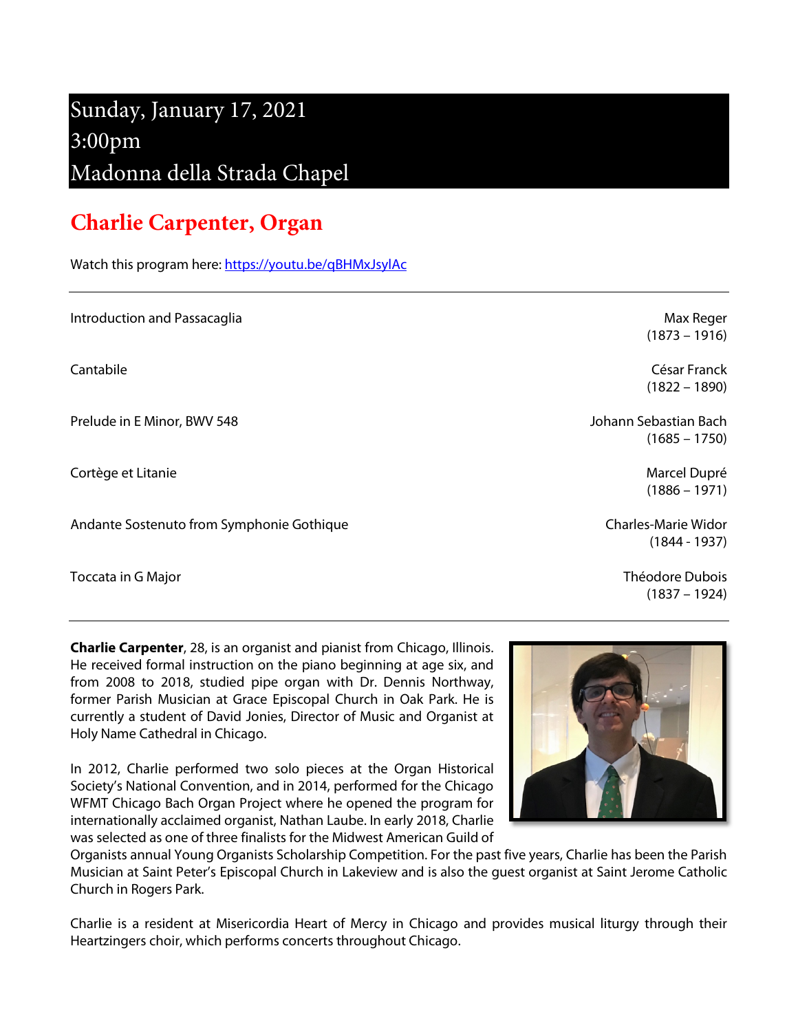# Sunday, January 17, 2021
# 3:00pm
# Madonna della Strada Chapel

## Charlie Carpenter, Organ

Watch this program here: https://youtu.be/qBHMxJsylAc

---

| Piece | Composer |
| --- | --- |
| Introduction and Passacaglia | Max Reger (1873 – 1916) |
| Cantabile | César Franck (1822 – 1890) |
| Prelude in E Minor, BWV 548 | Johann Sebastian Bach (1685 – 1750) |
| Cortège et Litanie | Marcel Dupré (1886 – 1971) |
| Andante Sostenuto from Symphonie Gothique | Charles-Marie Widor (1844 - 1937) |
| Toccata in G Major | Théodore Dubois (1837 – 1924) |

---

**Charlie Carpenter**, 28, is an organist and pianist from Chicago, Illinois. He received formal instruction on the piano beginning at age six, and from 2008 to 2018, studied pipe organ with Dr. Dennis Northway, former Parish Musician at Grace Episcopal Church in Oak Park. He is currently a student of David Jonies, Director of Music and Organist at Holy Name Cathedral in Chicago.

In 2012, Charlie performed two solo pieces at the Organ Historical Society's National Convention, and in 2014, performed for the Chicago WFMT Chicago Bach Organ Project where he opened the program for internationally acclaimed organist, Nathan Laube. In early 2018, Charlie was selected as one of three finalists for the Midwest American Guild of Organists annual Young Organists Scholarship Competition. For the past five years, Charlie has been the Parish Musician at Saint Peter's Episcopal Church in Lakeview and is also the guest organist at Saint Jerome Catholic Church in Rogers Park.

Charlie is a resident at Misericordia Heart of Mercy in Chicago and provides musical liturgy through their Heartzingers choir, which performs concerts throughout Chicago.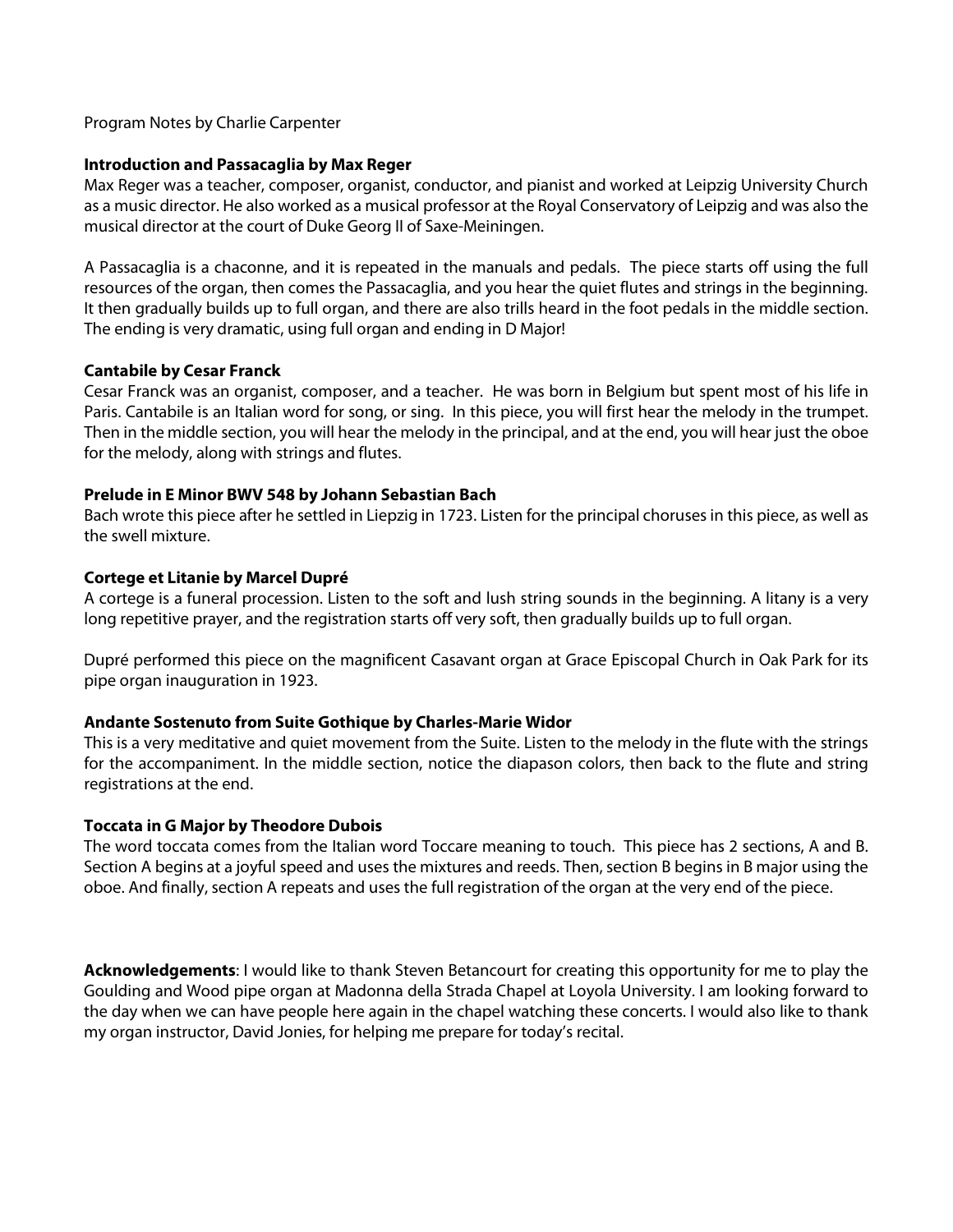Program Notes by Charlie Carpenter

**Introduction and Passacaglia by Max Reger**

Max Reger was a teacher, composer, organist, conductor, and pianist and worked at Leipzig University Church as a music director. He also worked as a musical professor at the Royal Conservatory of Leipzig and was also the musical director at the court of Duke Georg II of Saxe-Meiningen.

A Passacaglia is a chaconne, and it is repeated in the manuals and pedals. The piece starts off using the full resources of the organ, then comes the Passacaglia, and you hear the quiet flutes and strings in the beginning. It then gradually builds up to full organ, and there are also trills heard in the foot pedals in the middle section. The ending is very dramatic, using full organ and ending in D Major!

**Cantabile by Cesar Franck**

Cesar Franck was an organist, composer, and a teacher. He was born in Belgium but spent most of his life in Paris. Cantabile is an Italian word for song, or sing. In this piece, you will first hear the melody in the trumpet. Then in the middle section, you will hear the melody in the principal, and at the end, you will hear just the oboe for the melody, along with strings and flutes.

**Prelude in E Minor BWV 548 by Johann Sebastian Bach**

Bach wrote this piece after he settled in Liepzig in 1723. Listen for the principal choruses in this piece, as well as the swell mixture.

**Cortege et Litanie by Marcel Dupré**

A cortege is a funeral procession. Listen to the soft and lush string sounds in the beginning. A litany is a very long repetitive prayer, and the registration starts off very soft, then gradually builds up to full organ.

Dupré performed this piece on the magnificent Casavant organ at Grace Episcopal Church in Oak Park for its pipe organ inauguration in 1923.

**Andante Sostenuto from Suite Gothique by Charles-Marie Widor**

This is a very meditative and quiet movement from the Suite. Listen to the melody in the flute with the strings for the accompaniment. In the middle section, notice the diapason colors, then back to the flute and string registrations at the end.

**Toccata in G Major by Theodore Dubois**

The word toccata comes from the Italian word Toccare meaning to touch. This piece has 2 sections, A and B. Section A begins at a joyful speed and uses the mixtures and reeds. Then, section B begins in B major using the oboe. And finally, section A repeats and uses the full registration of the organ at the very end of the piece.

**Acknowledgements**: I would like to thank Steven Betancourt for creating this opportunity for me to play the Goulding and Wood pipe organ at Madonna della Strada Chapel at Loyola University. I am looking forward to the day when we can have people here again in the chapel watching these concerts. I would also like to thank my organ instructor, David Jonies, for helping me prepare for today's recital.